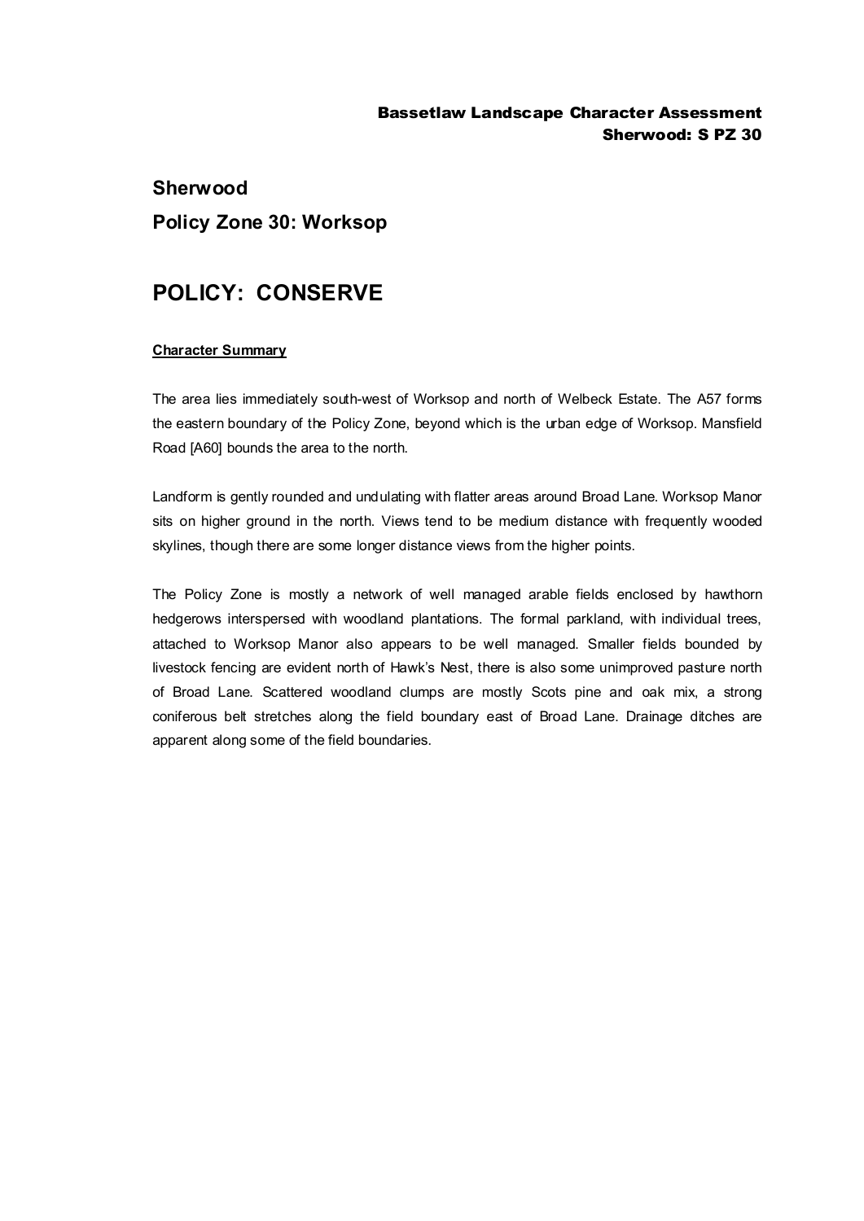# Sherwood

## Policy Zone 30: Worksop

# POLICY: CONSERVE

**Character Summary**

The area lies immediately south-west of Worksop and north of Welbeck Estate. The A57 forms the eastern boundary of the Policy Zone, beyond which is the urban edge of Worksop. Mansfield Road [A60] bounds the area to the north.

Landform is gently rounded and undulating with flatter areas around Broad Lane. Worksop Manor sits on higher ground in the north. Views tend to be medium distance with frequently wooded skylines, though there are some longer distance views from the higher points.

The Policy Zone is mostly a network of well managed arable fields enclosed by hawthorn hedgerows interspersed with woodland plantations. The formal parkland, with individual trees, attached to Worksop Manor also appears to be well managed. Smaller fields bounded by livestock fencing are evident north of Hawk's Nest, there is also some unimproved pasture north of Broad Lane. Scattered woodland clumps are mostly Scots pine and oak mix, a strong coniferous belt stretches along the field boundary east of Broad Lane. Drainage ditches are apparent along some of the field boundaries.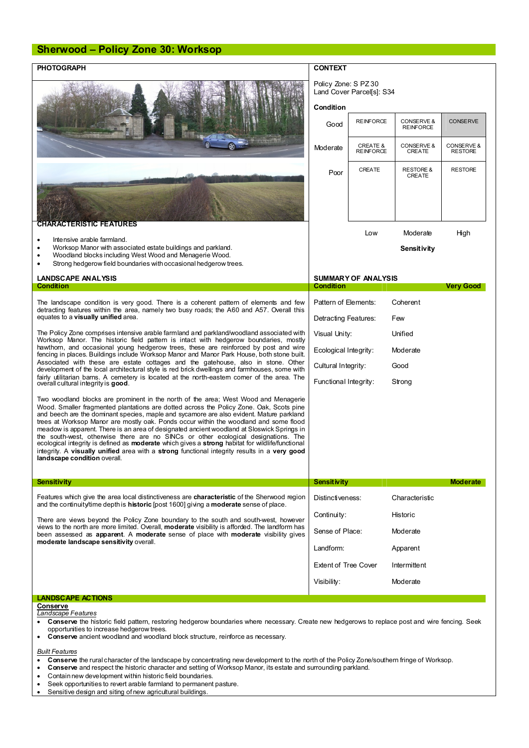# Sherwood – Policy Zone 30: Worksop

## PHOTOGRAPH

## CONTEXT

Policy Zone: S PZ 30
Land Cover Parcel[s]: S34

**Condition**

| | | | |
|---|---|---|---|
| Good | REINFORCE | CONSERVE & REINFORCE | CONSERVE |
| Moderate | CREATE & REINFORCE | CONSERVE & CREATE | CONSERVE & RESTORE |
| Poor | CREATE | RESTORE & CREATE | RESTORE |
| | Low | Moderate | High |

**Sensitivity**

## CHARACTERISTIC FEATURES

- Intensive arable farmland.
- Worksop Manor with associated estate buildings and parkland.
- Woodland blocks including West Wood and Menagerie Wood.
- Strong hedgerow field boundaries with occasional hedgerow trees.

## LANDSCAPE ANALYSIS

### Condition

The landscape condition is very good. There is a coherent pattern of elements and few detracting features within the area, namely two busy roads; the A60 and A57. Overall this equates to a **visually unified** area.

The Policy Zone comprises intensive arable farmland and parkland/woodland associated with Worksop Manor. The historic field pattern is intact with hedgerow boundaries, mostly hawthorn, and occasional young hedgerow trees, these are reinforced by post and wire fencing in places. Buildings include Worksop Manor and Manor Park House, both stone built. Associated with these are estate cottages and the gatehouse, also in stone. Other development of the local architectural style is red brick dwellings and farmhouses, some with fairly utilitarian barns. A cemetery is located at the north-eastern corner of the area. The overall cultural integrity is **good**.

Two woodland blocks are prominent in the north of the area; West Wood and Menagerie Wood. Smaller fragmented plantations are dotted across the Policy Zone. Oak, Scots pine and beech are the dominant species, maple and sycamore are also evident. Mature parkland trees at Worksop Manor are mostly oak. Ponds occur within the woodland and some flood meadow is apparent. There is an area of designated ancient woodland at Sloswick Springs in the south-west, otherwise there are no SINCs or other ecological designations. The ecological integrity is defined as **moderate** which gives a **strong** habitat for wildlife/functional integrity. A **visually unified** area with a **strong** functional integrity results in a **very good landscape condition** overall.

## SUMMARY OF ANALYSIS

| Condition | Very Good |
|---|---|
| Pattern of Elements: | Coherent |
| Detracting Features: | Few |
| Visual Unity: | Unified |
| Ecological Integrity: | Moderate |
| Cultural Integrity: | Good |
| Functional Integrity: | Strong |

### Sensitivity

Features which give the area local distinctiveness are **characteristic** of the Sherwood region and the continuity/time depth is **historic** [post 1600] giving a **moderate** sense of place.

There are views beyond the Policy Zone boundary to the south and south-west, however views to the north are more limited. Overall, **moderate** visibility is afforded. The landform has been assessed as **apparent**. A **moderate** sense of place with **moderate** visibility gives **moderate landscape sensitivity** overall.

| Sensitivity | Moderate |
|---|---|
| Distinctiveness: | Characteristic |
| Continuity: | Historic |
| Sense of Place: | Moderate |
| Landform: | Apparent |
| Extent of Tree Cover | Intermittent |
| Visibility: | Moderate |

## LANDSCAPE ACTIONS

**Conserve**

*Landscape Features*

- **Conserve** the historic field pattern, restoring hedgerow boundaries where necessary. Create new hedgerows to replace post and wire fencing. Seek opportunities to increase hedgerow trees.
- **Conserve** ancient woodland and woodland block structure, reinforce as necessary.

*Built Features*

- **Conserve** the rural character of the landscape by concentrating new development to the north of the Policy Zone/southern fringe of Worksop.
- **Conserve** and respect the historic character and setting of Worksop Manor, its estate and surrounding parkland.
- Contain new development within historic field boundaries.
- Seek opportunities to revert arable farmland to permanent pasture.
- Sensitive design and siting of new agricultural buildings.